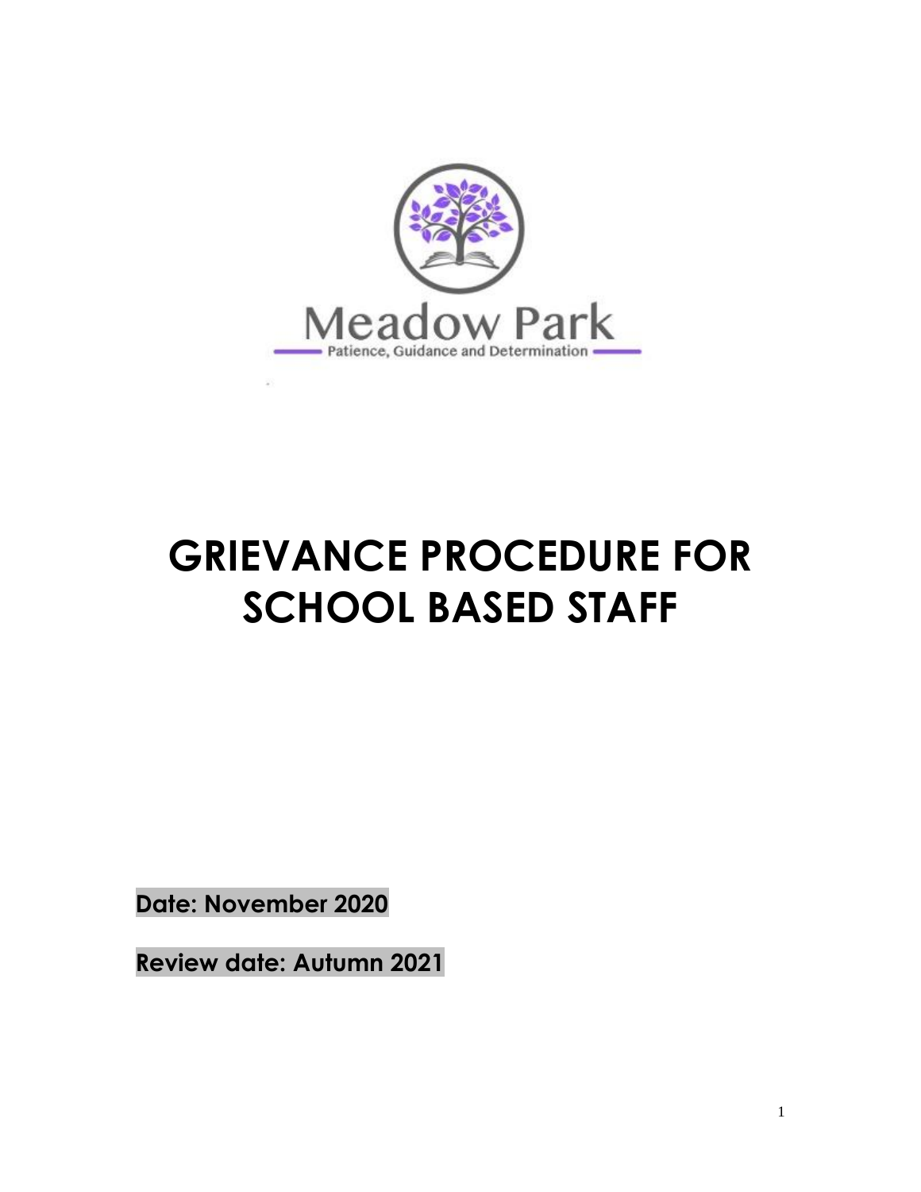Meadow Park

Patience, Guidance and Determination

# GRIEVANCE PROCEDURE FOR SCHOOL BASED STAFF

**Date: November 2020**

**Review date: Autumn 2021**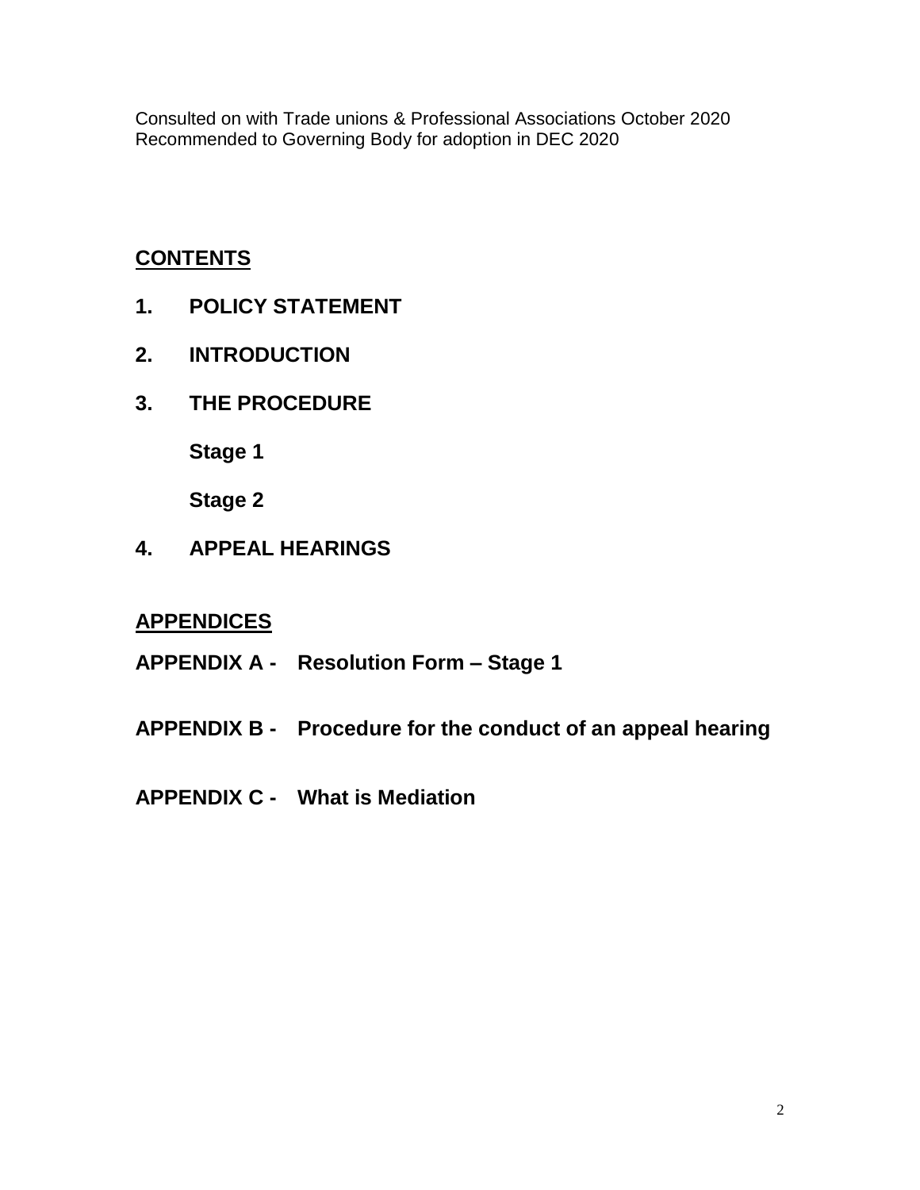Consulted on with Trade unions & Professional Associations October 2020
Recommended to Governing Body for adoption in DEC 2020

## CONTENTS

**1. POLICY STATEMENT**

**2. INTRODUCTION**

**3. THE PROCEDURE**

**Stage 1**

**Stage 2**

**4. APPEAL HEARINGS**

## APPENDICES

**APPENDIX A - Resolution Form – Stage 1**

**APPENDIX B - Procedure for the conduct of an appeal hearing**

**APPENDIX C - What is Mediation**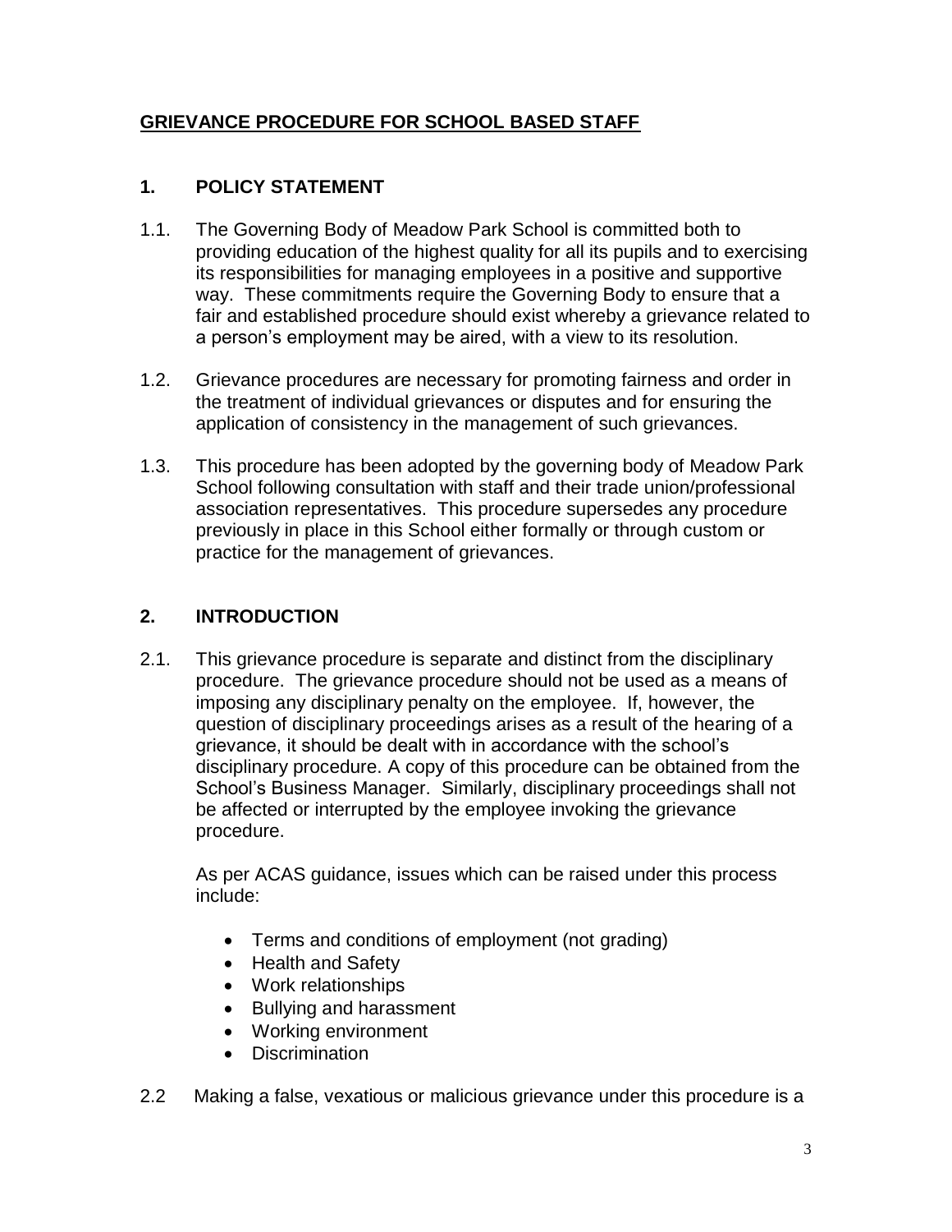## GRIEVANCE PROCEDURE FOR SCHOOL BASED STAFF

### 1. POLICY STATEMENT

1.1. The Governing Body of Meadow Park School is committed both to providing education of the highest quality for all its pupils and to exercising its responsibilities for managing employees in a positive and supportive way. These commitments require the Governing Body to ensure that a fair and established procedure should exist whereby a grievance related to a person's employment may be aired, with a view to its resolution.

1.2. Grievance procedures are necessary for promoting fairness and order in the treatment of individual grievances or disputes and for ensuring the application of consistency in the management of such grievances.

1.3. This procedure has been adopted by the governing body of Meadow Park School following consultation with staff and their trade union/professional association representatives. This procedure supersedes any procedure previously in place in this School either formally or through custom or practice for the management of grievances.

### 2. INTRODUCTION

2.1. This grievance procedure is separate and distinct from the disciplinary procedure. The grievance procedure should not be used as a means of imposing any disciplinary penalty on the employee. If, however, the question of disciplinary proceedings arises as a result of the hearing of a grievance, it should be dealt with in accordance with the school's disciplinary procedure. A copy of this procedure can be obtained from the School's Business Manager. Similarly, disciplinary proceedings shall not be affected or interrupted by the employee invoking the grievance procedure.

As per ACAS guidance, issues which can be raised under this process include:

- Terms and conditions of employment (not grading)
- Health and Safety
- Work relationships
- Bullying and harassment
- Working environment
- Discrimination

2.2 Making a false, vexatious or malicious grievance under this procedure is a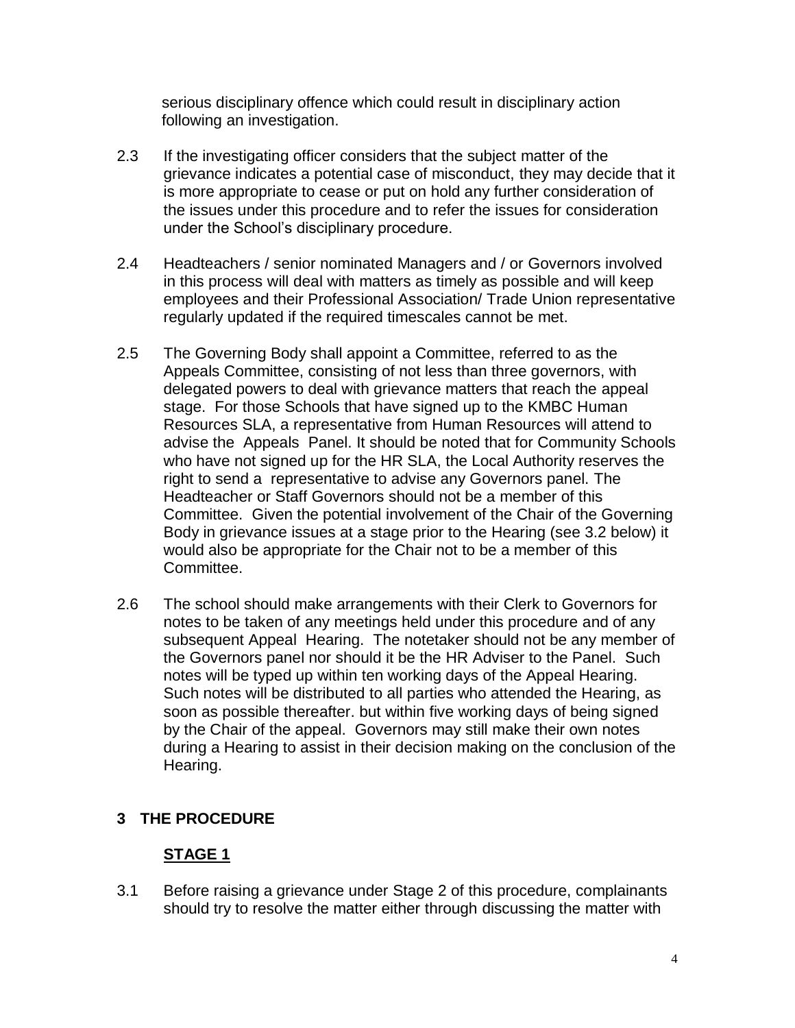serious disciplinary offence which could result in disciplinary action following an investigation.

2.3 If the investigating officer considers that the subject matter of the grievance indicates a potential case of misconduct, they may decide that it is more appropriate to cease or put on hold any further consideration of the issues under this procedure and to refer the issues for consideration under the School's disciplinary procedure.

2.4 Headteachers / senior nominated Managers and / or Governors involved in this process will deal with matters as timely as possible and will keep employees and their Professional Association/ Trade Union representative regularly updated if the required timescales cannot be met.

2.5 The Governing Body shall appoint a Committee, referred to as the Appeals Committee, consisting of not less than three governors, with delegated powers to deal with grievance matters that reach the appeal stage. For those Schools that have signed up to the KMBC Human Resources SLA, a representative from Human Resources will attend to advise the Appeals Panel. It should be noted that for Community Schools who have not signed up for the HR SLA, the Local Authority reserves the right to send a representative to advise any Governors panel. The Headteacher or Staff Governors should not be a member of this Committee. Given the potential involvement of the Chair of the Governing Body in grievance issues at a stage prior to the Hearing (see 3.2 below) it would also be appropriate for the Chair not to be a member of this Committee.

2.6 The school should make arrangements with their Clerk to Governors for notes to be taken of any meetings held under this procedure and of any subsequent Appeal Hearing. The notetaker should not be any member of the Governors panel nor should it be the HR Adviser to the Panel. Such notes will be typed up within ten working days of the Appeal Hearing. Such notes will be distributed to all parties who attended the Hearing, as soon as possible thereafter. but within five working days of being signed by the Chair of the appeal. Governors may still make their own notes during a Hearing to assist in their decision making on the conclusion of the Hearing.

## 3 THE PROCEDURE

### STAGE 1

3.1 Before raising a grievance under Stage 2 of this procedure, complainants should try to resolve the matter either through discussing the matter with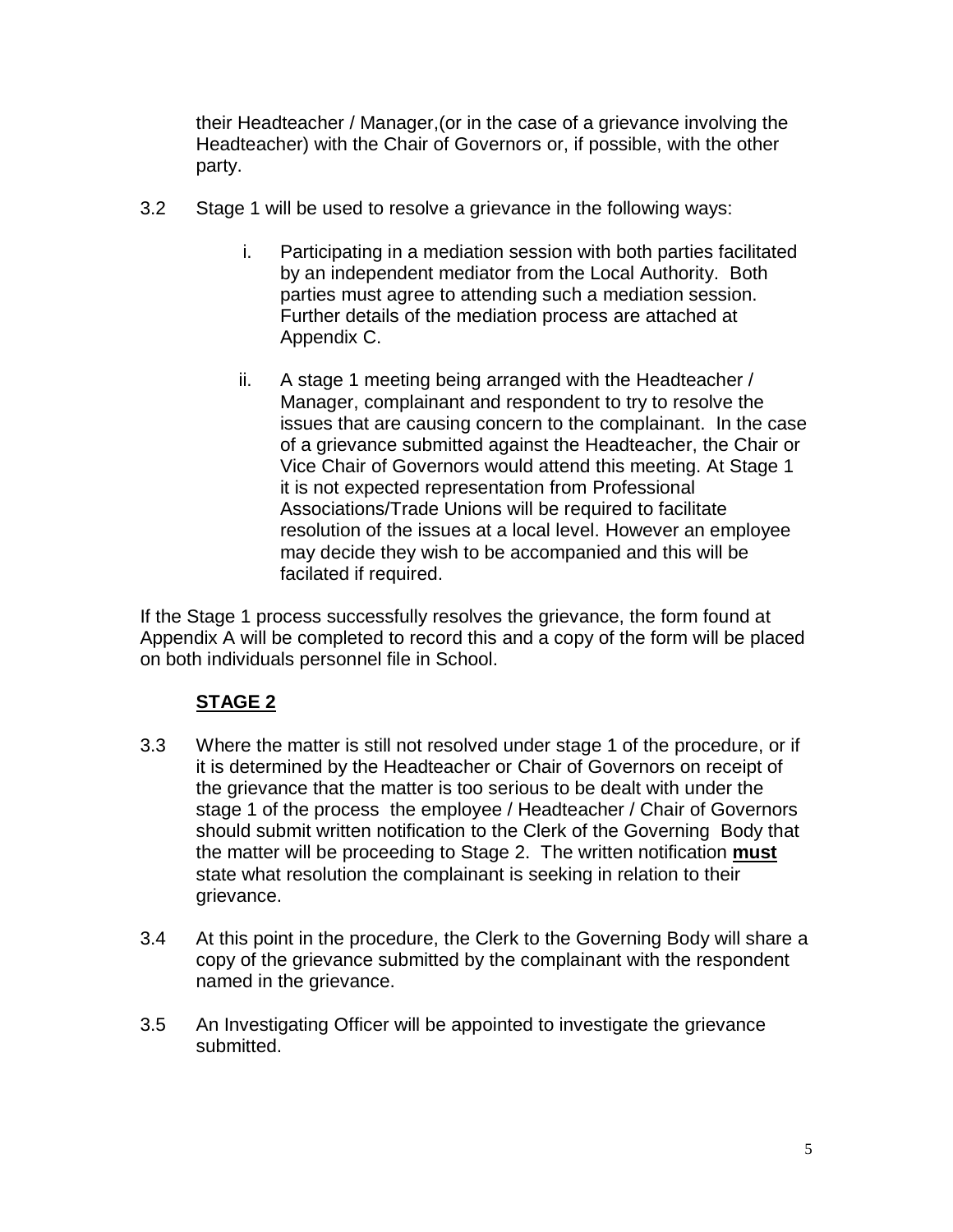their Headteacher / Manager,(or in the case of a grievance involving the Headteacher) with the Chair of Governors or, if possible, with the other party.

3.2 Stage 1 will be used to resolve a grievance in the following ways:

i. Participating in a mediation session with both parties facilitated by an independent mediator from the Local Authority. Both parties must agree to attending such a mediation session. Further details of the mediation process are attached at Appendix C.

ii. A stage 1 meeting being arranged with the Headteacher / Manager, complainant and respondent to try to resolve the issues that are causing concern to the complainant. In the case of a grievance submitted against the Headteacher, the Chair or Vice Chair of Governors would attend this meeting. At Stage 1 it is not expected representation from Professional Associations/Trade Unions will be required to facilitate resolution of the issues at a local level. However an employee may decide they wish to be accompanied and this will be facilated if required.

If the Stage 1 process successfully resolves the grievance, the form found at Appendix A will be completed to record this and a copy of the form will be placed on both individuals personnel file in School.

## STAGE 2

3.3 Where the matter is still not resolved under stage 1 of the procedure, or if it is determined by the Headteacher or Chair of Governors on receipt of the grievance that the matter is too serious to be dealt with under the stage 1 of the process the employee / Headteacher / Chair of Governors should submit written notification to the Clerk of the Governing Body that the matter will be proceeding to Stage 2. The written notification **must** state what resolution the complainant is seeking in relation to their grievance.

3.4 At this point in the procedure, the Clerk to the Governing Body will share a copy of the grievance submitted by the complainant with the respondent named in the grievance.

3.5 An Investigating Officer will be appointed to investigate the grievance submitted.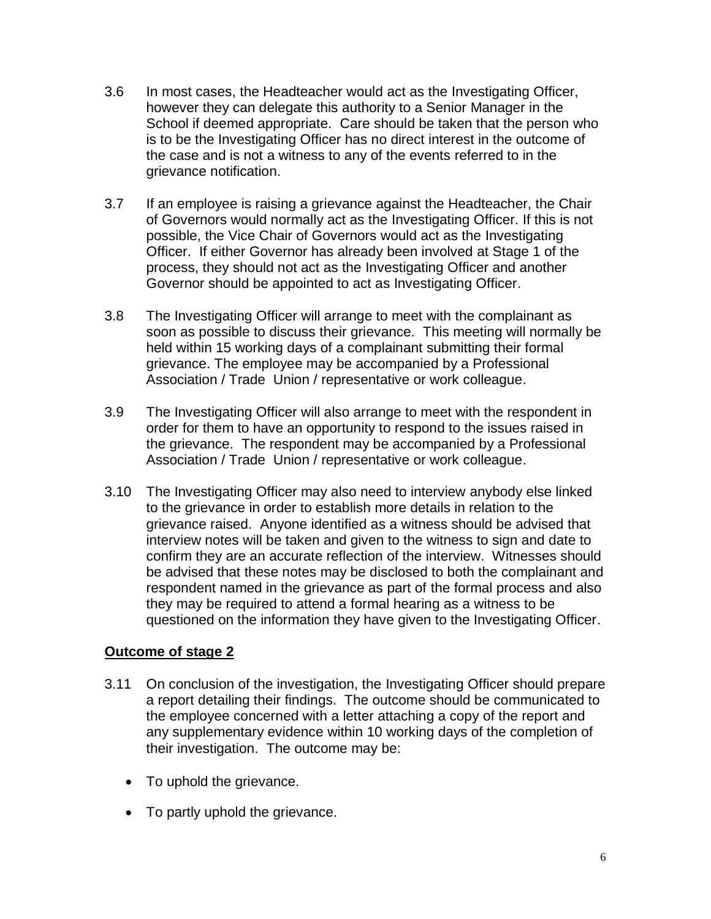3.6 In most cases, the Headteacher would act as the Investigating Officer, however they can delegate this authority to a Senior Manager in the School if deemed appropriate. Care should be taken that the person who is to be the Investigating Officer has no direct interest in the outcome of the case and is not a witness to any of the events referred to in the grievance notification.

3.7 If an employee is raising a grievance against the Headteacher, the Chair of Governors would normally act as the Investigating Officer. If this is not possible, the Vice Chair of Governors would act as the Investigating Officer. If either Governor has already been involved at Stage 1 of the process, they should not act as the Investigating Officer and another Governor should be appointed to act as Investigating Officer.

3.8 The Investigating Officer will arrange to meet with the complainant as soon as possible to discuss their grievance. This meeting will normally be held within 15 working days of a complainant submitting their formal grievance. The employee may be accompanied by a Professional Association / Trade Union / representative or work colleague.

3.9 The Investigating Officer will also arrange to meet with the respondent in order for them to have an opportunity to respond to the issues raised in the grievance. The respondent may be accompanied by a Professional Association / Trade Union / representative or work colleague.

3.10 The Investigating Officer may also need to interview anybody else linked to the grievance in order to establish more details in relation to the grievance raised. Anyone identified as a witness should be advised that interview notes will be taken and given to the witness to sign and date to confirm they are an accurate reflection of the interview. Witnesses should be advised that these notes may be disclosed to both the complainant and respondent named in the grievance as part of the formal process and also they may be required to attend a formal hearing as a witness to be questioned on the information they have given to the Investigating Officer.

**Outcome of stage 2**

3.11 On conclusion of the investigation, the Investigating Officer should prepare a report detailing their findings. The outcome should be communicated to the employee concerned with a letter attaching a copy of the report and any supplementary evidence within 10 working days of the completion of their investigation. The outcome may be:

- To uphold the grievance.
- To partly uphold the grievance.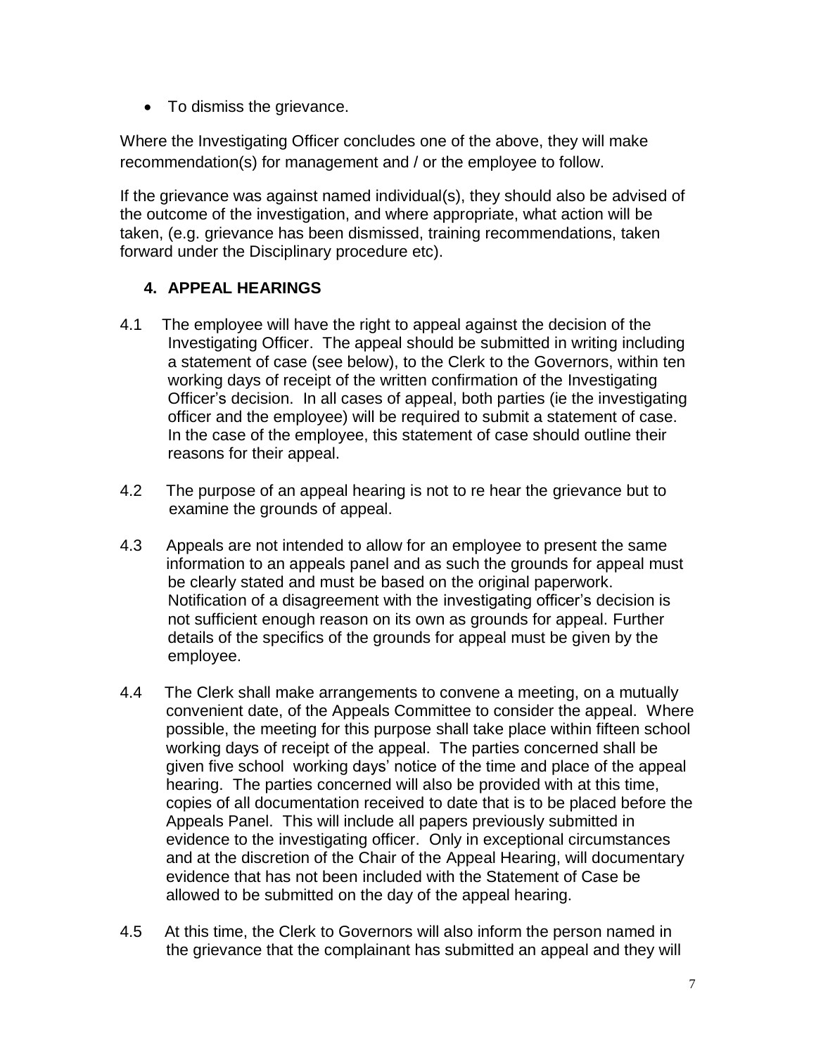- To dismiss the grievance.

Where the Investigating Officer concludes one of the above, they will make recommendation(s) for management and / or the employee to follow.

If the grievance was against named individual(s), they should also be advised of the outcome of the investigation, and where appropriate, what action will be taken, (e.g. grievance has been dismissed, training recommendations, taken forward under the Disciplinary procedure etc).

## 4. APPEAL HEARINGS

4.1 The employee will have the right to appeal against the decision of the Investigating Officer. The appeal should be submitted in writing including a statement of case (see below), to the Clerk to the Governors, within ten working days of receipt of the written confirmation of the Investigating Officer's decision. In all cases of appeal, both parties (ie the investigating officer and the employee) will be required to submit a statement of case. In the case of the employee, this statement of case should outline their reasons for their appeal.

4.2 The purpose of an appeal hearing is not to re hear the grievance but to examine the grounds of appeal.

4.3 Appeals are not intended to allow for an employee to present the same information to an appeals panel and as such the grounds for appeal must be clearly stated and must be based on the original paperwork. Notification of a disagreement with the investigating officer's decision is not sufficient enough reason on its own as grounds for appeal. Further details of the specifics of the grounds for appeal must be given by the employee.

4.4 The Clerk shall make arrangements to convene a meeting, on a mutually convenient date, of the Appeals Committee to consider the appeal. Where possible, the meeting for this purpose shall take place within fifteen school working days of receipt of the appeal. The parties concerned shall be given five school working days' notice of the time and place of the appeal hearing. The parties concerned will also be provided with at this time, copies of all documentation received to date that is to be placed before the Appeals Panel. This will include all papers previously submitted in evidence to the investigating officer. Only in exceptional circumstances and at the discretion of the Chair of the Appeal Hearing, will documentary evidence that has not been included with the Statement of Case be allowed to be submitted on the day of the appeal hearing.

4.5 At this time, the Clerk to Governors will also inform the person named in the grievance that the complainant has submitted an appeal and they will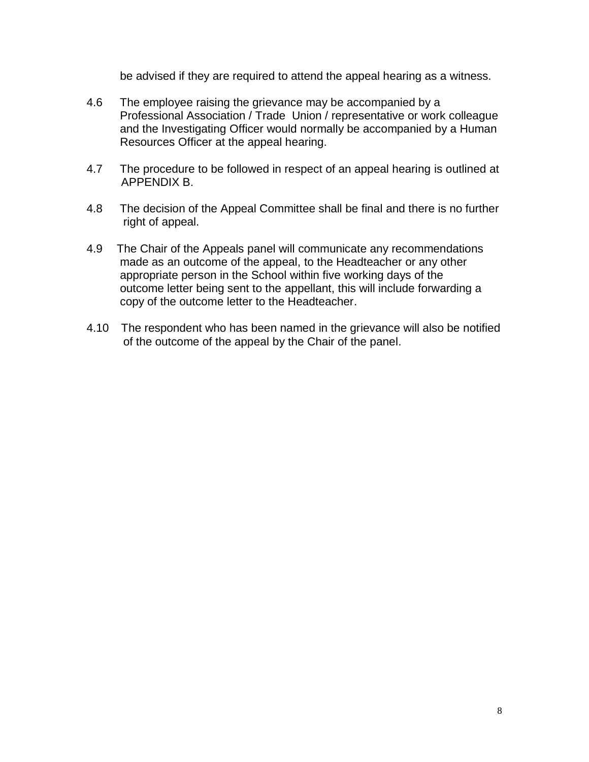be advised if they are required to attend the appeal hearing as a witness.

4.6 The employee raising the grievance may be accompanied by a Professional Association / Trade Union / representative or work colleague and the Investigating Officer would normally be accompanied by a Human Resources Officer at the appeal hearing.

4.7 The procedure to be followed in respect of an appeal hearing is outlined at APPENDIX B.

4.8 The decision of the Appeal Committee shall be final and there is no further right of appeal.

4.9 The Chair of the Appeals panel will communicate any recommendations made as an outcome of the appeal, to the Headteacher or any other appropriate person in the School within five working days of the outcome letter being sent to the appellant, this will include forwarding a copy of the outcome letter to the Headteacher.

4.10 The respondent who has been named in the grievance will also be notified of the outcome of the appeal by the Chair of the panel.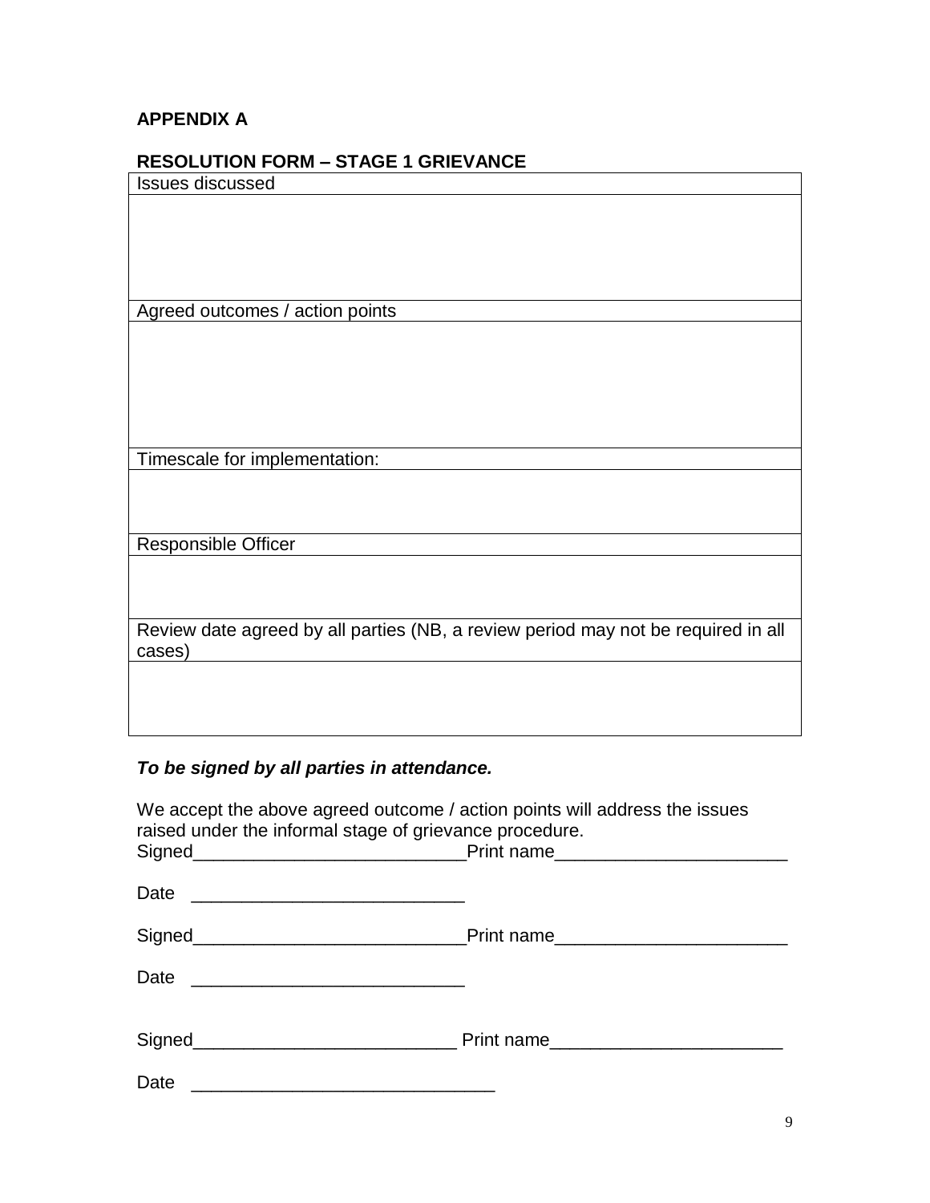**APPENDIX A**

**RESOLUTION FORM – STAGE 1 GRIEVANCE**

| Issues discussed |
|---|
| |
| Agreed outcomes / action points |
| |
| Timescale for implementation: |
| |
| Responsible Officer |
| |
| Review date agreed by all parties (NB, a review period may not be required in all cases) |
| |

***To be signed by all parties in attendance.***

We accept the above agreed outcome / action points will address the issues raised under the informal stage of grievance procedure.

Signed___________________________Print name_______________________

Date ___________________________

Signed___________________________Print name_______________________

Date ___________________________

Signed__________________________ Print name_______________________

Date ______________________________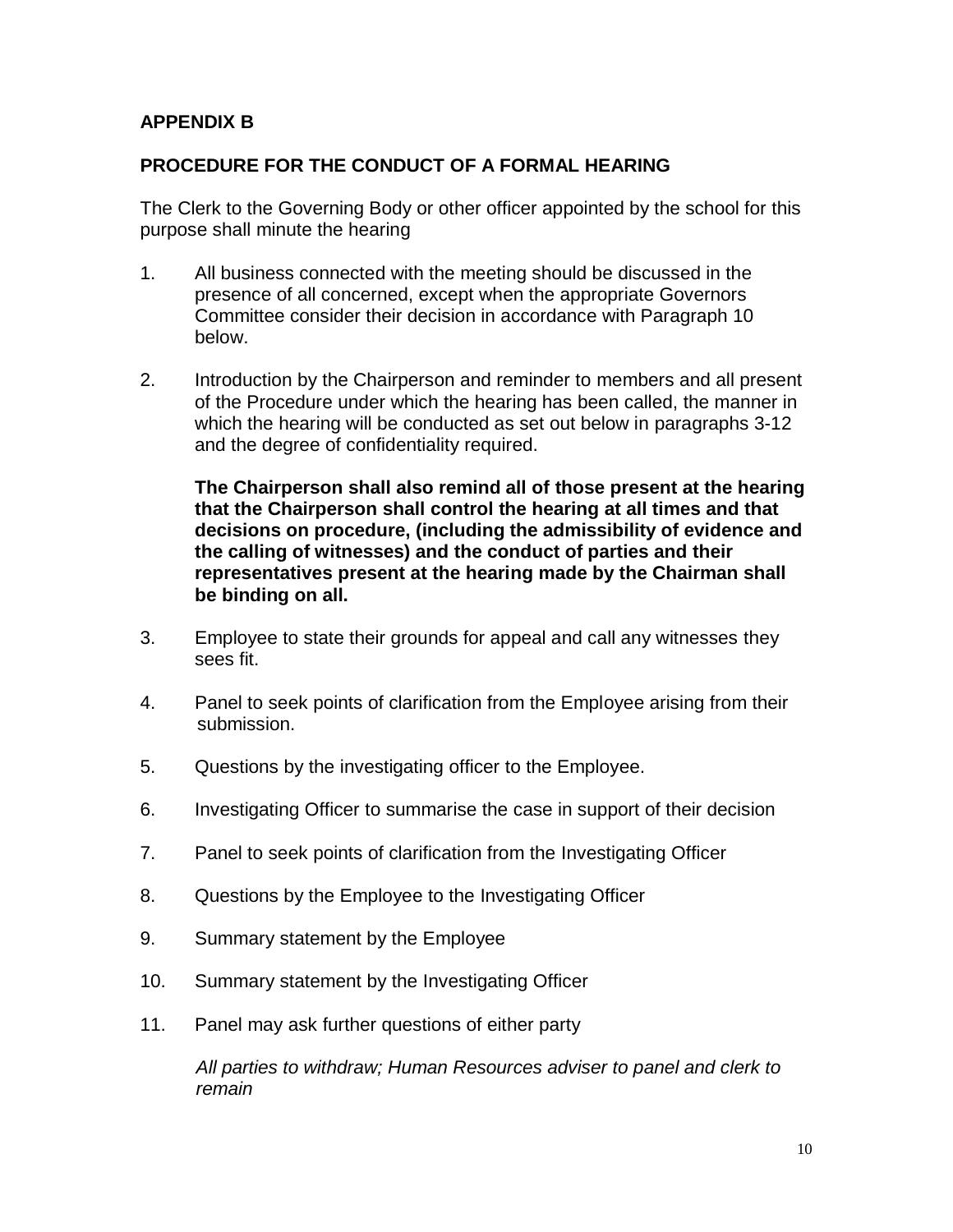## APPENDIX B

## PROCEDURE FOR THE CONDUCT OF A FORMAL HEARING

The Clerk to the Governing Body or other officer appointed by the school for this purpose shall minute the hearing

1. All business connected with the meeting should be discussed in the presence of all concerned, except when the appropriate Governors Committee consider their decision in accordance with Paragraph 10 below.

2. Introduction by the Chairperson and reminder to members and all present of the Procedure under which the hearing has been called, the manner in which the hearing will be conducted as set out below in paragraphs 3-12 and the degree of confidentiality required.

   **The Chairperson shall also remind all of those present at the hearing that the Chairperson shall control the hearing at all times and that decisions on procedure, (including the admissibility of evidence and the calling of witnesses) and the conduct of parties and their representatives present at the hearing made by the Chairman shall be binding on all.**

3. Employee to state their grounds for appeal and call any witnesses they sees fit.

4. Panel to seek points of clarification from the Employee arising from their submission.

5. Questions by the investigating officer to the Employee.

6. Investigating Officer to summarise the case in support of their decision

7. Panel to seek points of clarification from the Investigating Officer

8. Questions by the Employee to the Investigating Officer

9. Summary statement by the Employee

10. Summary statement by the Investigating Officer

11. Panel may ask further questions of either party

    *All parties to withdraw; Human Resources adviser to panel and clerk to remain*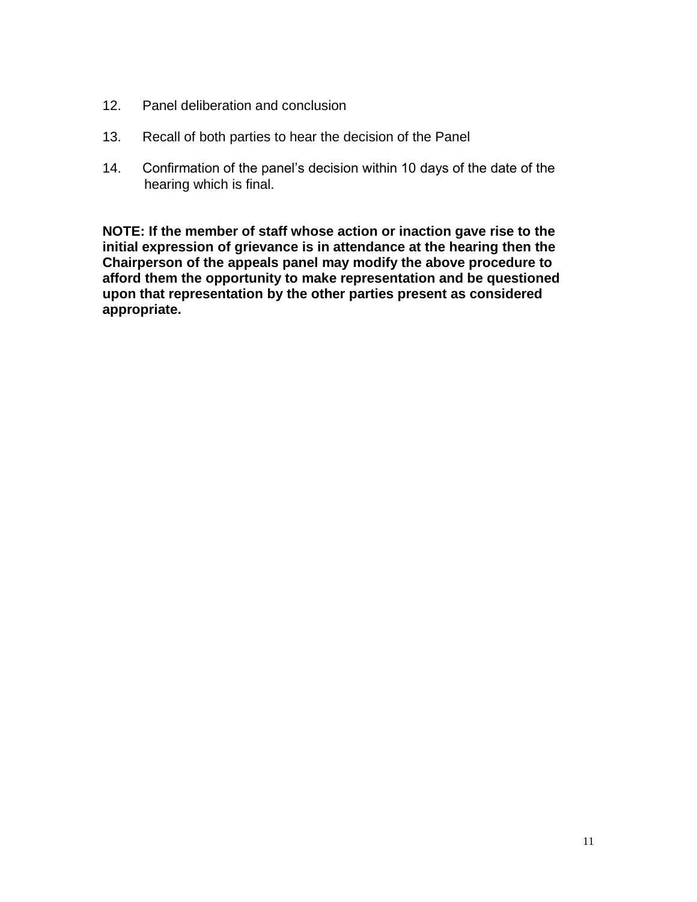12. Panel deliberation and conclusion

13. Recall of both parties to hear the decision of the Panel

14. Confirmation of the panel's decision within 10 days of the date of the hearing which is final.

**NOTE: If the member of staff whose action or inaction gave rise to the initial expression of grievance is in attendance at the hearing then the Chairperson of the appeals panel may modify the above procedure to afford them the opportunity to make representation and be questioned upon that representation by the other parties present as considered appropriate.**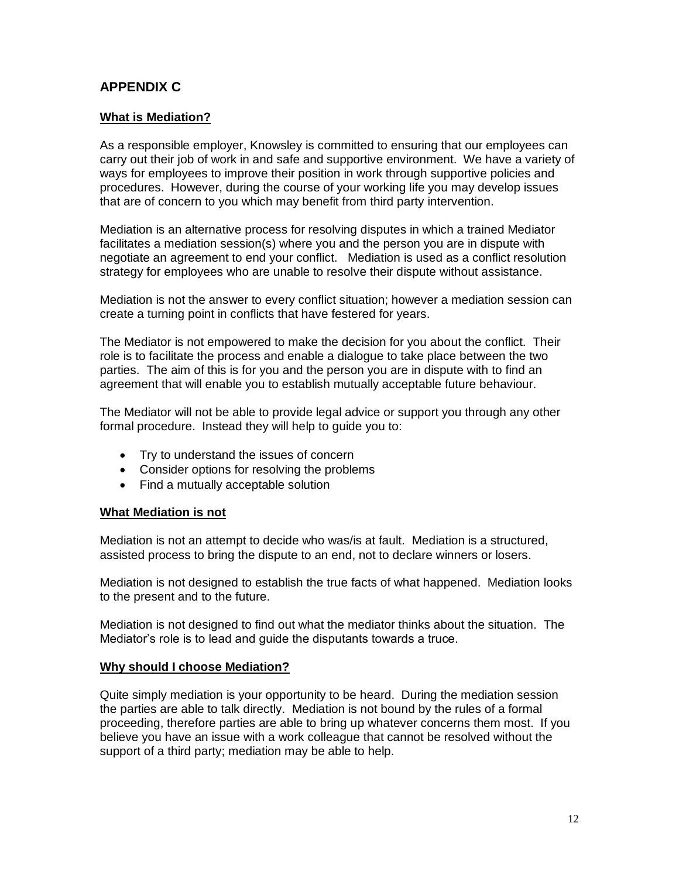## APPENDIX C

**What is Mediation?**

As a responsible employer, Knowsley is committed to ensuring that our employees can carry out their job of work in and safe and supportive environment. We have a variety of ways for employees to improve their position in work through supportive policies and procedures. However, during the course of your working life you may develop issues that are of concern to you which may benefit from third party intervention.

Mediation is an alternative process for resolving disputes in which a trained Mediator facilitates a mediation session(s) where you and the person you are in dispute with negotiate an agreement to end your conflict. Mediation is used as a conflict resolution strategy for employees who are unable to resolve their dispute without assistance.

Mediation is not the answer to every conflict situation; however a mediation session can create a turning point in conflicts that have festered for years.

The Mediator is not empowered to make the decision for you about the conflict. Their role is to facilitate the process and enable a dialogue to take place between the two parties. The aim of this is for you and the person you are in dispute with to find an agreement that will enable you to establish mutually acceptable future behaviour.

The Mediator will not be able to provide legal advice or support you through any other formal procedure. Instead they will help to guide you to:

- Try to understand the issues of concern
- Consider options for resolving the problems
- Find a mutually acceptable solution

**What Mediation is not**

Mediation is not an attempt to decide who was/is at fault. Mediation is a structured, assisted process to bring the dispute to an end, not to declare winners or losers.

Mediation is not designed to establish the true facts of what happened. Mediation looks to the present and to the future.

Mediation is not designed to find out what the mediator thinks about the situation. The Mediator's role is to lead and guide the disputants towards a truce.

**Why should I choose Mediation?**

Quite simply mediation is your opportunity to be heard. During the mediation session the parties are able to talk directly. Mediation is not bound by the rules of a formal proceeding, therefore parties are able to bring up whatever concerns them most. If you believe you have an issue with a work colleague that cannot be resolved without the support of a third party; mediation may be able to help.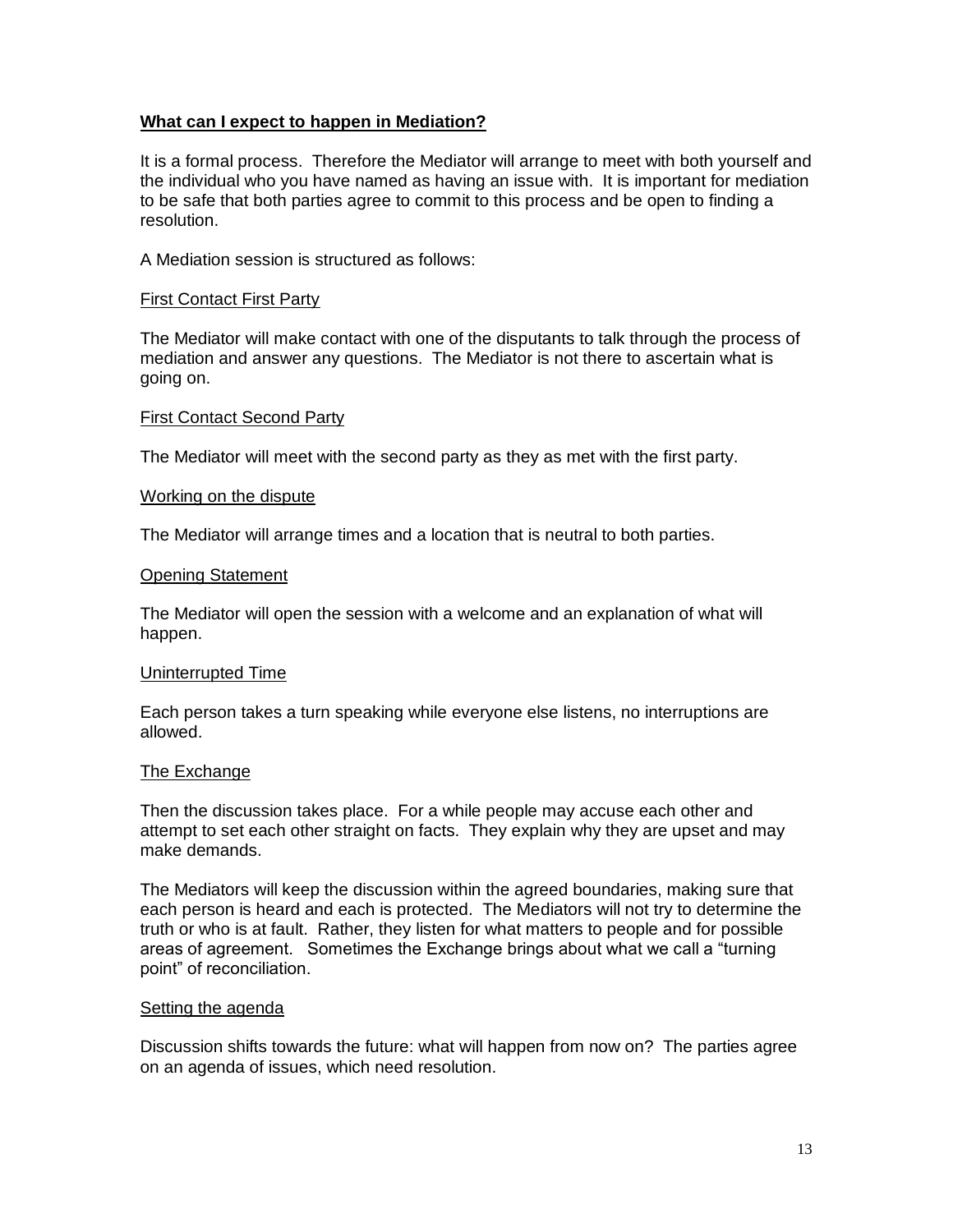**What can I expect to happen in Mediation?**

It is a formal process. Therefore the Mediator will arrange to meet with both yourself and the individual who you have named as having an issue with. It is important for mediation to be safe that both parties agree to commit to this process and be open to finding a resolution.

A Mediation session is structured as follows:

First Contact First Party

The Mediator will make contact with one of the disputants to talk through the process of mediation and answer any questions. The Mediator is not there to ascertain what is going on.

First Contact Second Party

The Mediator will meet with the second party as they as met with the first party.

Working on the dispute

The Mediator will arrange times and a location that is neutral to both parties.

Opening Statement

The Mediator will open the session with a welcome and an explanation of what will happen.

Uninterrupted Time

Each person takes a turn speaking while everyone else listens, no interruptions are allowed.

The Exchange

Then the discussion takes place. For a while people may accuse each other and attempt to set each other straight on facts. They explain why they are upset and may make demands.

The Mediators will keep the discussion within the agreed boundaries, making sure that each person is heard and each is protected. The Mediators will not try to determine the truth or who is at fault. Rather, they listen for what matters to people and for possible areas of agreement. Sometimes the Exchange brings about what we call a "turning point" of reconciliation.

Setting the agenda

Discussion shifts towards the future: what will happen from now on? The parties agree on an agenda of issues, which need resolution.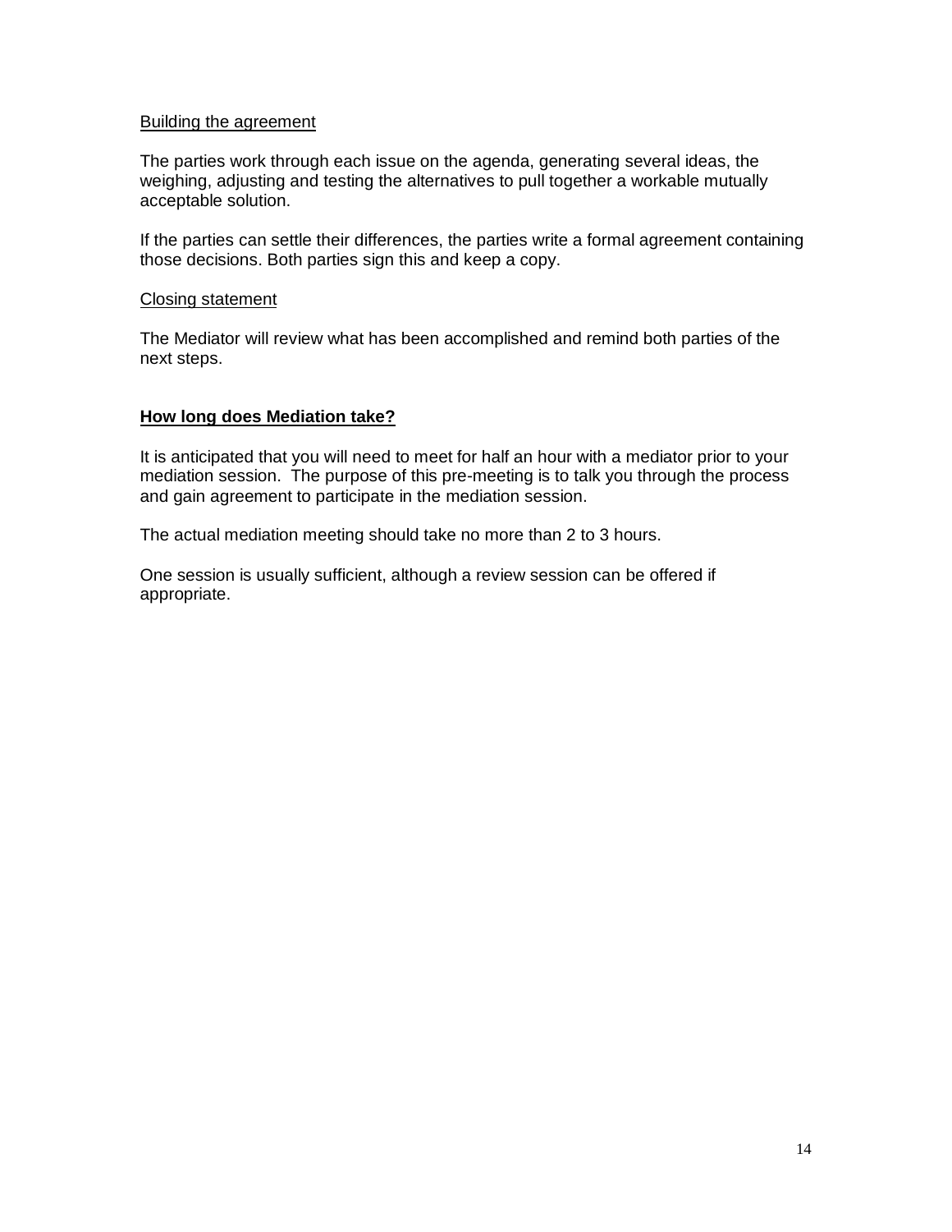Building the agreement

The parties work through each issue on the agenda, generating several ideas, the weighing, adjusting and testing the alternatives to pull together a workable mutually acceptable solution.

If the parties can settle their differences, the parties write a formal agreement containing those decisions. Both parties sign this and keep a copy.

Closing statement

The Mediator will review what has been accomplished and remind both parties of the next steps.

## How long does Mediation take?

It is anticipated that you will need to meet for half an hour with a mediator prior to your mediation session. The purpose of this pre-meeting is to talk you through the process and gain agreement to participate in the mediation session.

The actual mediation meeting should take no more than 2 to 3 hours.

One session is usually sufficient, although a review session can be offered if appropriate.